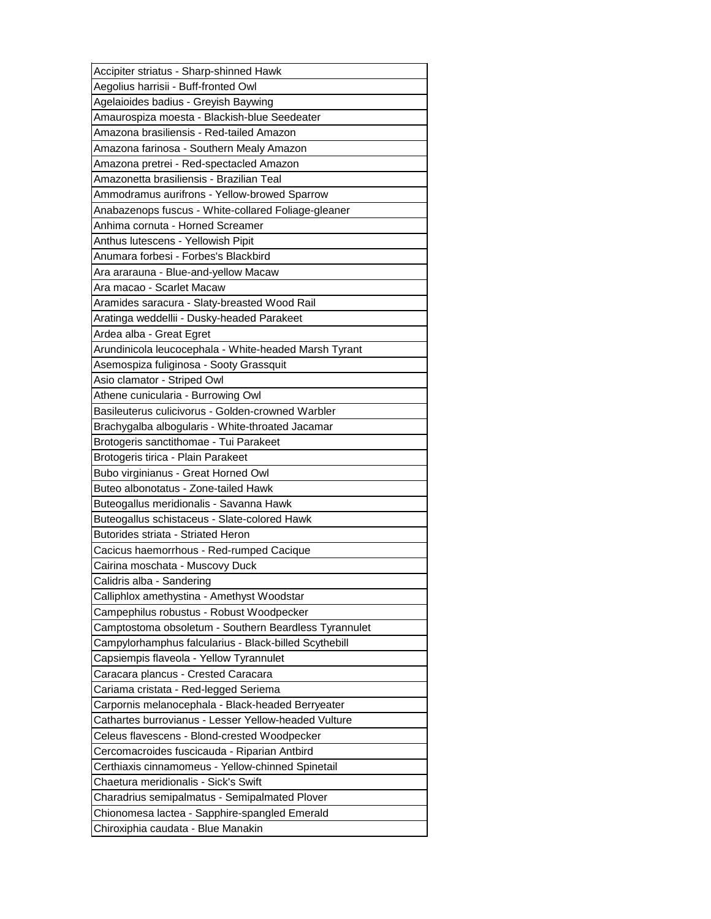| Accipiter striatus - Sharp-shinned Hawk |
|---|
| Aegolius harrisii - Buff-fronted Owl |
| Agelaioides badius - Greyish Baywing |
| Amaurospiza moesta - Blackish-blue Seedeater |
| Amazona brasiliensis - Red-tailed Amazon |
| Amazona farinosa - Southern Mealy Amazon |
| Amazona pretrei - Red-spectacled Amazon |
| Amazonetta brasiliensis - Brazilian Teal |
| Ammodramus aurifrons - Yellow-browed Sparrow |
| Anabazenops fuscus - White-collared Foliage-gleaner |
| Anhima cornuta - Horned Screamer |
| Anthus lutescens - Yellowish Pipit |
| Anumara forbesi - Forbes's Blackbird |
| Ara ararauna - Blue-and-yellow Macaw |
| Ara macao - Scarlet Macaw |
| Aramides saracura - Slaty-breasted Wood Rail |
| Aratinga weddellii - Dusky-headed Parakeet |
| Ardea alba - Great Egret |
| Arundinicola leucocephala - White-headed Marsh Tyrant |
| Asemospiza fuliginosa - Sooty Grassquit |
| Asio clamator - Striped Owl |
| Athene cunicularia - Burrowing Owl |
| Basileuterus culicivorus - Golden-crowned Warbler |
| Brachygalba albogularis - White-throated Jacamar |
| Brotogeris sanctithomae - Tui Parakeet |
| Brotogeris tirica - Plain Parakeet |
| Bubo virginianus - Great Horned Owl |
| Buteo albonotatus - Zone-tailed Hawk |
| Buteogallus meridionalis - Savanna Hawk |
| Buteogallus schistaceus - Slate-colored Hawk |
| Butorides striata - Striated Heron |
| Cacicus haemorrhous - Red-rumped Cacique |
| Cairina moschata - Muscovy Duck |
| Calidris alba - Sandering |
| Calliphlox amethystina - Amethyst Woodstar |
| Campephilus robustus - Robust Woodpecker |
| Camptostoma obsoletum - Southern Beardless Tyrannulet |
| Campylorhamphus falcularius - Black-billed Scythebill |
| Capsiempis flaveola - Yellow Tyrannulet |
| Caracara plancus - Crested Caracara |
| Cariama cristata - Red-legged Seriema |
| Carpornis melanocephala - Black-headed Berryeater |
| Cathartes burrovianus - Lesser Yellow-headed Vulture |
| Celeus flavescens - Blond-crested Woodpecker |
| Cercomacroides fuscicauda - Riparian Antbird |
| Certhiaxis cinnamomeus - Yellow-chinned Spinetail |
| Chaetura meridionalis - Sick's Swift |
| Charadrius semipalmatus - Semipalmated Plover |
| Chionomesa lactea - Sapphire-spangled Emerald |
| Chiroxiphia caudata - Blue Manakin |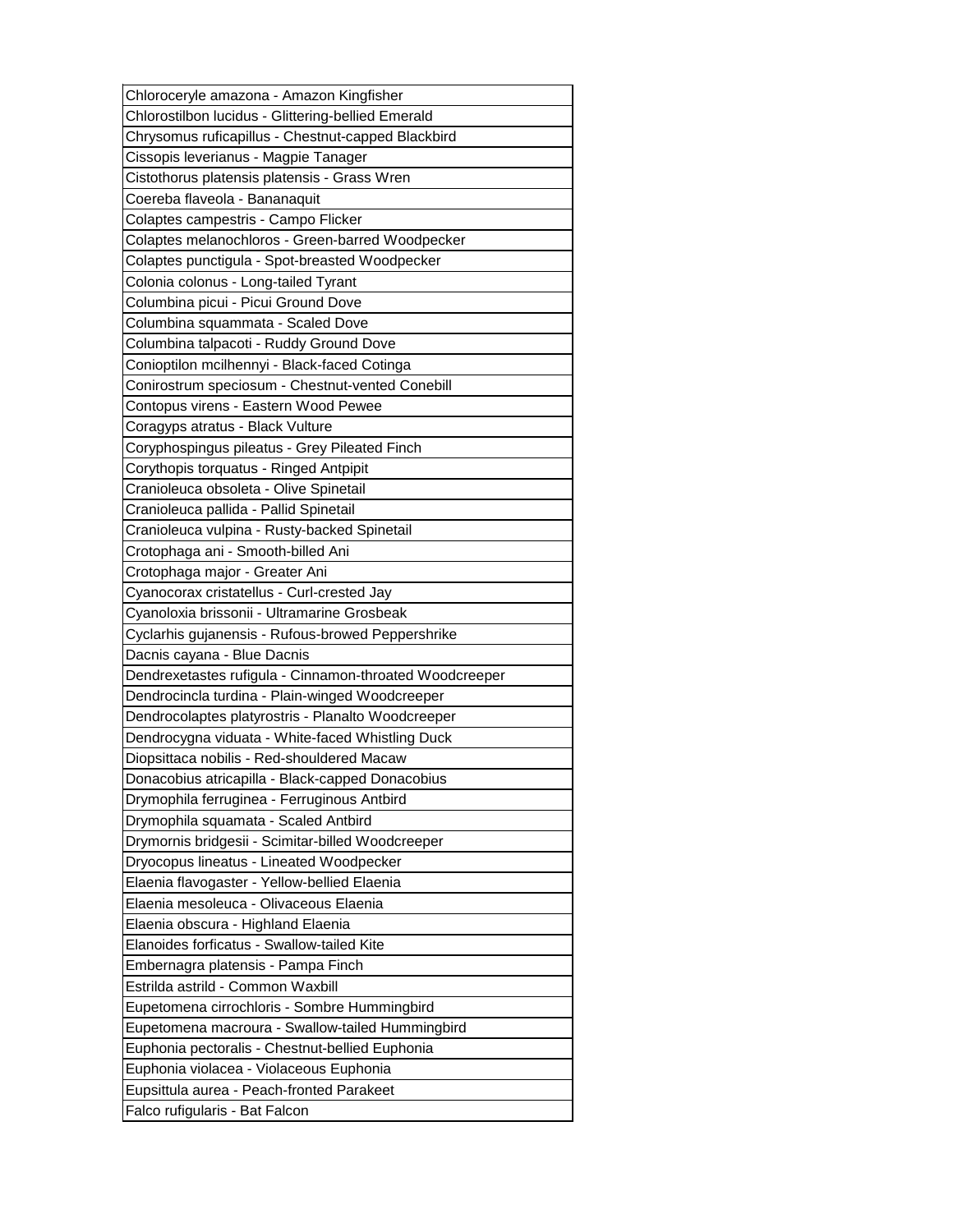| Chloroceryle amazona - Amazon Kingfisher |
|---|
| Chlorostilbon lucidus - Glittering-bellied Emerald |
| Chrysomus ruficapillus - Chestnut-capped Blackbird |
| Cissopis leverianus - Magpie Tanager |
| Cistothorus platensis platensis - Grass Wren |
| Coereba flaveola - Bananaquit |
| Colaptes campestris - Campo Flicker |
| Colaptes melanochloros - Green-barred Woodpecker |
| Colaptes punctigula - Spot-breasted Woodpecker |
| Colonia colonus - Long-tailed Tyrant |
| Columbina picui - Picui Ground Dove |
| Columbina squammata - Scaled Dove |
| Columbina talpacoti - Ruddy Ground Dove |
| Conioptilon mcilhennyi - Black-faced Cotinga |
| Conirostrum speciosum - Chestnut-vented Conebill |
| Contopus virens - Eastern Wood Pewee |
| Coragyps atratus - Black Vulture |
| Coryphospingus pileatus - Grey Pileated Finch |
| Corythopis torquatus - Ringed Antpipit |
| Cranioleuca obsoleta - Olive Spinetail |
| Cranioleuca pallida - Pallid Spinetail |
| Cranioleuca vulpina - Rusty-backed Spinetail |
| Crotophaga ani - Smooth-billed Ani |
| Crotophaga major - Greater Ani |
| Cyanocorax cristatellus - Curl-crested Jay |
| Cyanoloxia brissonii - Ultramarine Grosbeak |
| Cyclarhis gujanensis - Rufous-browed Peppershrike |
| Dacnis cayana - Blue Dacnis |
| Dendrexetastes rufigula - Cinnamon-throated Woodcreeper |
| Dendrocincla turdina - Plain-winged Woodcreeper |
| Dendrocolaptes platyrostris - Planalto Woodcreeper |
| Dendrocygna viduata - White-faced Whistling Duck |
| Diopsittaca nobilis - Red-shouldered Macaw |
| Donacobius atricapilla - Black-capped Donacobius |
| Drymophila ferruginea - Ferruginous Antbird |
| Drymophila squamata - Scaled Antbird |
| Drymornis bridgesii - Scimitar-billed Woodcreeper |
| Dryocopus lineatus - Lineated Woodpecker |
| Elaenia flavogaster - Yellow-bellied Elaenia |
| Elaenia mesoleuca - Olivaceous Elaenia |
| Elaenia obscura - Highland Elaenia |
| Elanoides forficatus - Swallow-tailed Kite |
| Embernagra platensis - Pampa Finch |
| Estrilda astrild - Common Waxbill |
| Eupetomena cirrochloris - Sombre Hummingbird |
| Eupetomena macroura - Swallow-tailed Hummingbird |
| Euphonia pectoralis - Chestnut-bellied Euphonia |
| Euphonia violacea - Violaceous Euphonia |
| Eupsittula aurea - Peach-fronted Parakeet |
| Falco rufigularis - Bat Falcon |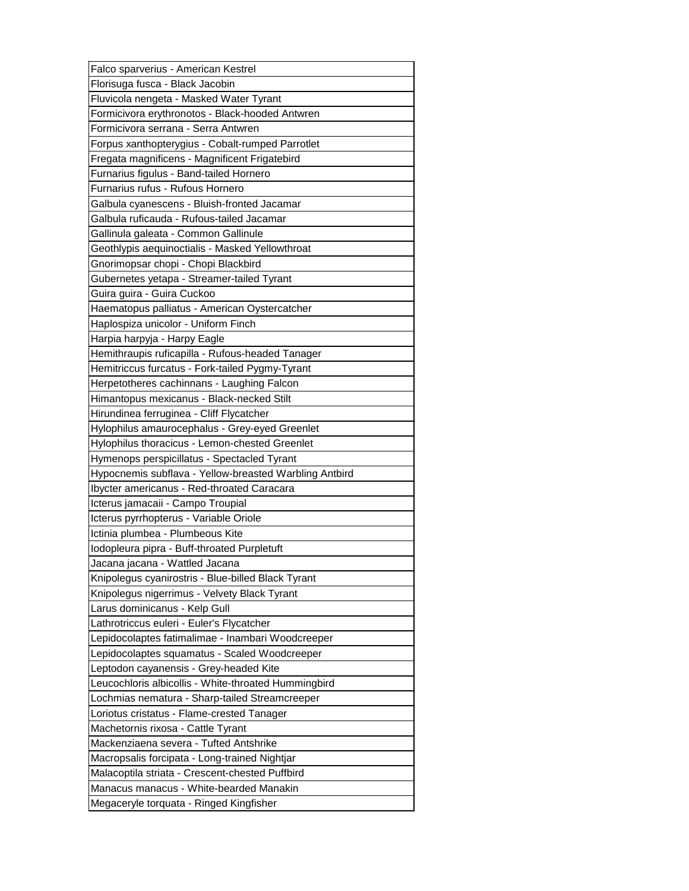| Falco sparverius - American Kestrel |
|---|
| Florisuga fusca - Black Jacobin |
| Fluvicola nengeta - Masked Water Tyrant |
| Formicivora erythronotos - Black-hooded Antwren |
| Formicivora serrana - Serra Antwren |
| Forpus xanthopterygius - Cobalt-rumped Parrotlet |
| Fregata magnificens - Magnificent Frigatebird |
| Furnarius figulus - Band-tailed Hornero |
| Furnarius rufus - Rufous Hornero |
| Galbula cyanescens - Bluish-fronted Jacamar |
| Galbula ruficauda - Rufous-tailed Jacamar |
| Gallinula galeata - Common Gallinule |
| Geothlypis aequinoctialis - Masked Yellowthroat |
| Gnorimopsar chopi - Chopi Blackbird |
| Gubernetes yetapa - Streamer-tailed Tyrant |
| Guira guira - Guira Cuckoo |
| Haematopus palliatus - American Oystercatcher |
| Haplospiza unicolor - Uniform Finch |
| Harpia harpyja - Harpy Eagle |
| Hemithraupis ruficapilla - Rufous-headed Tanager |
| Hemitriccus furcatus - Fork-tailed Pygmy-Tyrant |
| Herpetotheres cachinnans - Laughing Falcon |
| Himantopus mexicanus - Black-necked Stilt |
| Hirundinea ferruginea - Cliff Flycatcher |
| Hylophilus amaurocephalus - Grey-eyed Greenlet |
| Hylophilus thoracicus - Lemon-chested Greenlet |
| Hymenops perspicillatus - Spectacled Tyrant |
| Hypocnemis subflava - Yellow-breasted Warbling Antbird |
| Ibycter americanus - Red-throated Caracara |
| Icterus jamacaii - Campo Troupial |
| Icterus pyrrhopterus - Variable Oriole |
| Ictinia plumbea - Plumbeous Kite |
| Iodopleura pipra - Buff-throated Purpletuft |
| Jacana jacana - Wattled Jacana |
| Knipolegus cyanirostris - Blue-billed Black Tyrant |
| Knipolegus nigerrimus - Velvety Black Tyrant |
| Larus dominicanus - Kelp Gull |
| Lathrotriccus euleri - Euler's Flycatcher |
| Lepidocolaptes fatimalimae - Inambari Woodcreeper |
| Lepidocolaptes squamatus - Scaled Woodcreeper |
| Leptodon cayanensis - Grey-headed Kite |
| Leucochloris albicollis - White-throated Hummingbird |
| Lochmias nematura - Sharp-tailed Streamcreeper |
| Loriotus cristatus - Flame-crested Tanager |
| Machetornis rixosa - Cattle Tyrant |
| Mackenziaena severa - Tufted Antshrike |
| Macropsalis forcipata - Long-trained Nightjar |
| Malacoptila striata - Crescent-chested Puffbird |
| Manacus manacus - White-bearded Manakin |
| Megaceryle torquata - Ringed Kingfisher |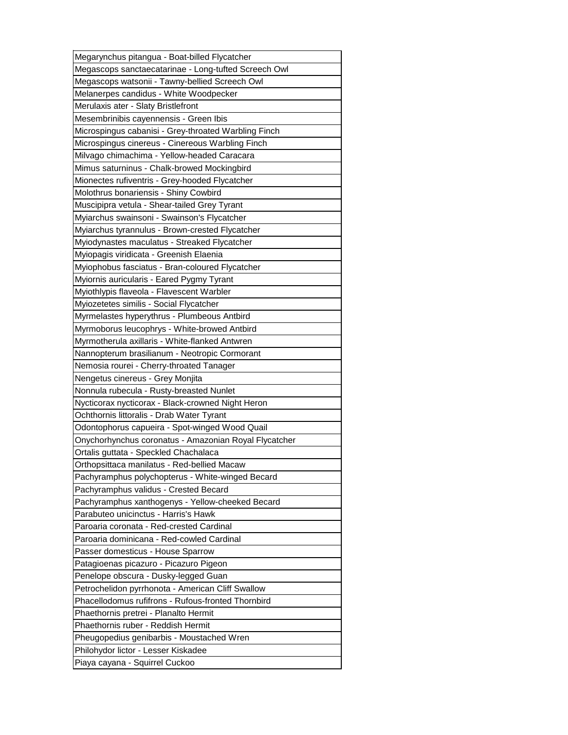| Megarynchus pitangua - Boat-billed Flycatcher |
|---|
| Megascops sanctaecatarinae - Long-tufted Screech Owl |
| Megascops watsonii - Tawny-bellied Screech Owl |
| Melanerpes candidus - White Woodpecker |
| Merulaxis ater - Slaty Bristlefront |
| Mesembrinibis cayennensis - Green Ibis |
| Microspingus cabanisi - Grey-throated Warbling Finch |
| Microspingus cinereus - Cinereous Warbling Finch |
| Milvago chimachima - Yellow-headed Caracara |
| Mimus saturninus - Chalk-browed Mockingbird |
| Mionectes rufiventris - Grey-hooded Flycatcher |
| Molothrus bonariensis - Shiny Cowbird |
| Muscipipra vetula - Shear-tailed Grey Tyrant |
| Myiarchus swainsoni - Swainson's Flycatcher |
| Myiarchus tyrannulus - Brown-crested Flycatcher |
| Myiodynastes maculatus - Streaked Flycatcher |
| Myiopagis viridicata - Greenish Elaenia |
| Myiophobus fasciatus - Bran-coloured Flycatcher |
| Myiornis auricularis - Eared Pygmy Tyrant |
| Myiothlypis flaveola - Flavescent Warbler |
| Myiozetetes similis - Social Flycatcher |
| Myrmelastes hyperythrus - Plumbeous Antbird |
| Myrmoborus leucophrys - White-browed Antbird |
| Myrmotherula axillaris - White-flanked Antwren |
| Nannopterum brasilianum - Neotropic Cormorant |
| Nemosia rourei - Cherry-throated Tanager |
| Nengetus cinereus - Grey Monjita |
| Nonnula rubecula - Rusty-breasted Nunlet |
| Nycticorax nycticorax - Black-crowned Night Heron |
| Ochthornis littoralis - Drab Water Tyrant |
| Odontophorus capueira - Spot-winged Wood Quail |
| Onychorhynchus coronatus - Amazonian Royal Flycatcher |
| Ortalis guttata - Speckled Chachalaca |
| Orthopsittaca manilatus - Red-bellied Macaw |
| Pachyramphus polychopterus - White-winged Becard |
| Pachyramphus validus - Crested Becard |
| Pachyramphus xanthogenys - Yellow-cheeked Becard |
| Parabuteo unicinctus - Harris's Hawk |
| Paroaria coronata - Red-crested Cardinal |
| Paroaria dominicana - Red-cowled Cardinal |
| Passer domesticus - House Sparrow |
| Patagioenas picazuro - Picazuro Pigeon |
| Penelope obscura - Dusky-legged Guan |
| Petrochelidon pyrrhonota - American Cliff Swallow |
| Phacellodomus rufifrons - Rufous-fronted Thornbird |
| Phaethornis pretrei - Planalto Hermit |
| Phaethornis ruber - Reddish Hermit |
| Pheugopedius genibarbis - Moustached Wren |
| Philohydor lictor - Lesser Kiskadee |
| Piaya cayana - Squirrel Cuckoo |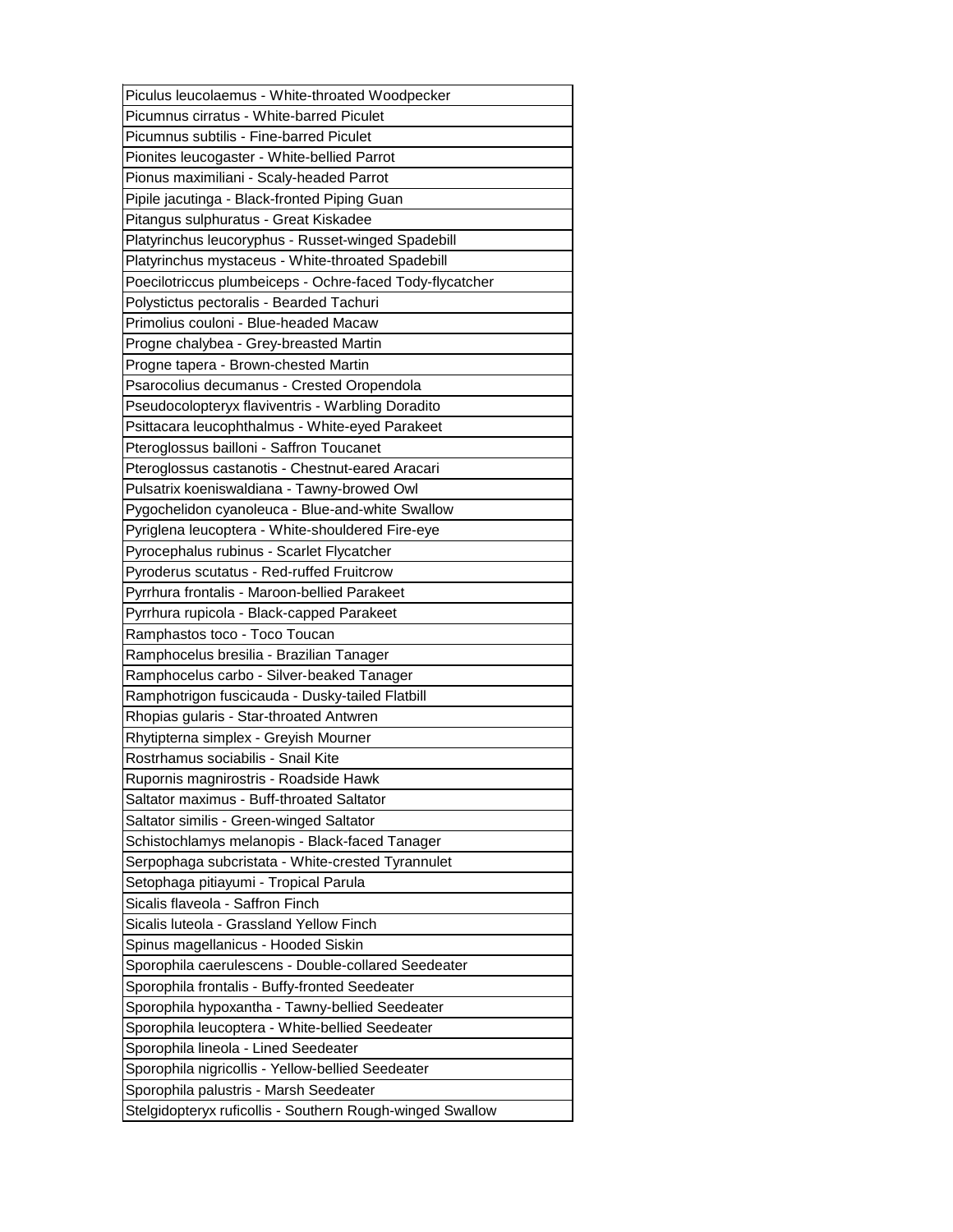| Piculus leucolaemus - White-throated Woodpecker |
|---|
| Picumnus cirratus - White-barred Piculet |
| Picumnus subtilis - Fine-barred Piculet |
| Pionites leucogaster - White-bellied Parrot |
| Pionus maximiliani - Scaly-headed Parrot |
| Pipile jacutinga - Black-fronted Piping Guan |
| Pitangus sulphuratus - Great Kiskadee |
| Platyrinchus leucoryphus - Russet-winged Spadebill |
| Platyrinchus mystaceus - White-throated Spadebill |
| Poecilotriccus plumbeiceps - Ochre-faced Tody-flycatcher |
| Polystictus pectoralis - Bearded Tachuri |
| Primolius couloni - Blue-headed Macaw |
| Progne chalybea - Grey-breasted Martin |
| Progne tapera - Brown-chested Martin |
| Psarocolius decumanus - Crested Oropendola |
| Pseudocolopteryx flaviventris - Warbling Doradito |
| Psittacara leucophthalmus - White-eyed Parakeet |
| Pteroglossus bailloni - Saffron Toucanet |
| Pteroglossus castanotis - Chestnut-eared Aracari |
| Pulsatrix koeniswaldiana - Tawny-browed Owl |
| Pygochelidon cyanoleuca - Blue-and-white Swallow |
| Pyriglena leucoptera - White-shouldered Fire-eye |
| Pyrocephalus rubinus - Scarlet Flycatcher |
| Pyroderus scutatus - Red-ruffed Fruitcrow |
| Pyrrhura frontalis - Maroon-bellied Parakeet |
| Pyrrhura rupicola - Black-capped Parakeet |
| Ramphastos toco - Toco Toucan |
| Ramphocelus bresilia - Brazilian Tanager |
| Ramphocelus carbo - Silver-beaked Tanager |
| Ramphotrigon fuscicauda - Dusky-tailed Flatbill |
| Rhopias gularis - Star-throated Antwren |
| Rhytipterna simplex - Greyish Mourner |
| Rostrhamus sociabilis - Snail Kite |
| Rupornis magnirostris - Roadside Hawk |
| Saltator maximus - Buff-throated Saltator |
| Saltator similis - Green-winged Saltator |
| Schistochlamys melanopis - Black-faced Tanager |
| Serpophaga subcristata - White-crested Tyrannulet |
| Setophaga pitiayumi - Tropical Parula |
| Sicalis flaveola - Saffron Finch |
| Sicalis luteola - Grassland Yellow Finch |
| Spinus magellanicus - Hooded Siskin |
| Sporophila caerulescens - Double-collared Seedeater |
| Sporophila frontalis - Buffy-fronted Seedeater |
| Sporophila hypoxantha - Tawny-bellied Seedeater |
| Sporophila leucoptera - White-bellied Seedeater |
| Sporophila lineola - Lined Seedeater |
| Sporophila nigricollis - Yellow-bellied Seedeater |
| Sporophila palustris - Marsh Seedeater |
| Stelgidopteryx ruficollis - Southern Rough-winged Swallow |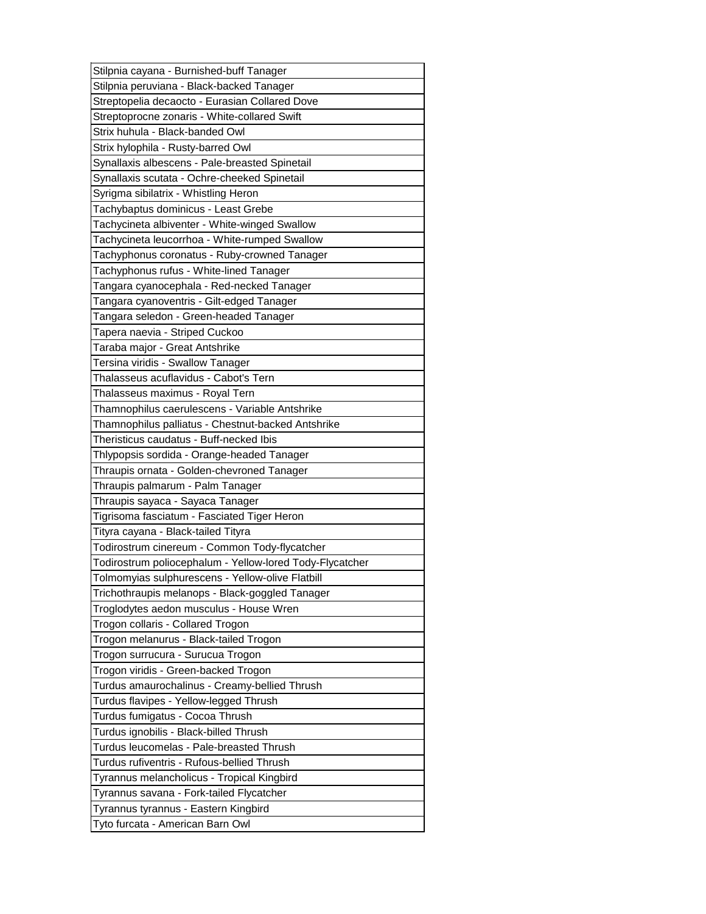| Stilpnia cayana - Burnished-buff Tanager |
|---|
| Stilpnia peruviana - Black-backed Tanager |
| Streptopelia decaocto - Eurasian Collared Dove |
| Streptoprocne zonaris - White-collared Swift |
| Strix huhula - Black-banded Owl |
| Strix hylophila - Rusty-barred Owl |
| Synallaxis albescens - Pale-breasted Spinetail |
| Synallaxis scutata - Ochre-cheeked Spinetail |
| Syrigma sibilatrix - Whistling Heron |
| Tachybaptus dominicus - Least Grebe |
| Tachycineta albiventer - White-winged Swallow |
| Tachycineta leucorrhoa - White-rumped Swallow |
| Tachyphonus coronatus - Ruby-crowned Tanager |
| Tachyphonus rufus - White-lined Tanager |
| Tangara cyanocephala - Red-necked Tanager |
| Tangara cyanoventris - Gilt-edged Tanager |
| Tangara seledon - Green-headed Tanager |
| Tapera naevia - Striped Cuckoo |
| Taraba major - Great Antshrike |
| Tersina viridis - Swallow Tanager |
| Thalasseus acuflavidus - Cabot's Tern |
| Thalasseus maximus - Royal Tern |
| Thamnophilus caerulescens - Variable Antshrike |
| Thamnophilus palliatus - Chestnut-backed Antshrike |
| Theristicus caudatus - Buff-necked Ibis |
| Thlypopsis sordida - Orange-headed Tanager |
| Thraupis ornata - Golden-chevroned Tanager |
| Thraupis palmarum - Palm Tanager |
| Thraupis sayaca - Sayaca Tanager |
| Tigrisoma fasciatum - Fasciated Tiger Heron |
| Tityra cayana - Black-tailed Tityra |
| Todirostrum cinereum - Common Tody-flycatcher |
| Todirostrum poliocephalum - Yellow-lored Tody-Flycatcher |
| Tolmomyias sulphurescens - Yellow-olive Flatbill |
| Trichothraupis melanops - Black-goggled Tanager |
| Troglodytes aedon musculus - House Wren |
| Trogon collaris - Collared Trogon |
| Trogon melanurus - Black-tailed Trogon |
| Trogon surrucura - Surucua Trogon |
| Trogon viridis - Green-backed Trogon |
| Turdus amaurochalinus - Creamy-bellied Thrush |
| Turdus flavipes - Yellow-legged Thrush |
| Turdus fumigatus - Cocoa Thrush |
| Turdus ignobilis - Black-billed Thrush |
| Turdus leucomelas - Pale-breasted Thrush |
| Turdus rufiventris - Rufous-bellied Thrush |
| Tyrannus melancholicus - Tropical Kingbird |
| Tyrannus savana - Fork-tailed Flycatcher |
| Tyrannus tyrannus - Eastern Kingbird |
| Tyto furcata - American Barn Owl |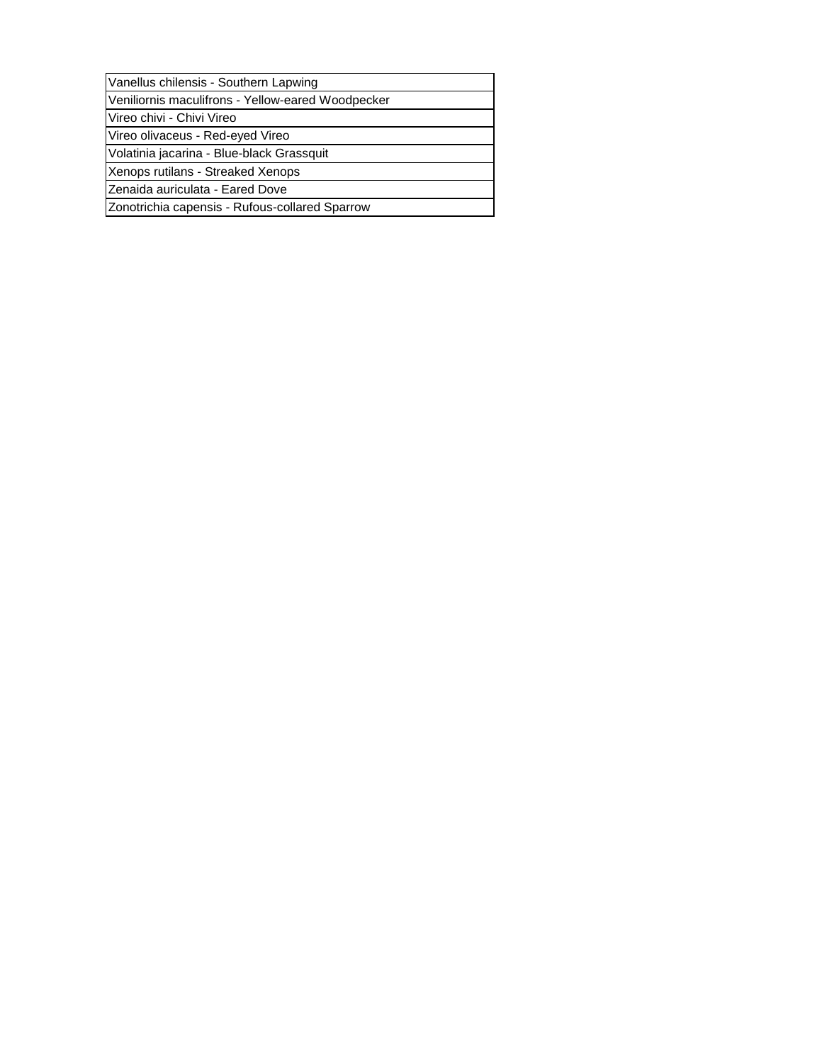| |
|---|
| Vanellus chilensis - Southern Lapwing |
| Veniliornis maculifrons - Yellow-eared Woodpecker |
| Vireo chivi - Chivi Vireo |
| Vireo olivaceus - Red-eyed Vireo |
| Volatinia jacarina - Blue-black Grassquit |
| Xenops rutilans - Streaked Xenops |
| Zenaida auriculata - Eared Dove |
| Zonotrichia capensis - Rufous-collared Sparrow |